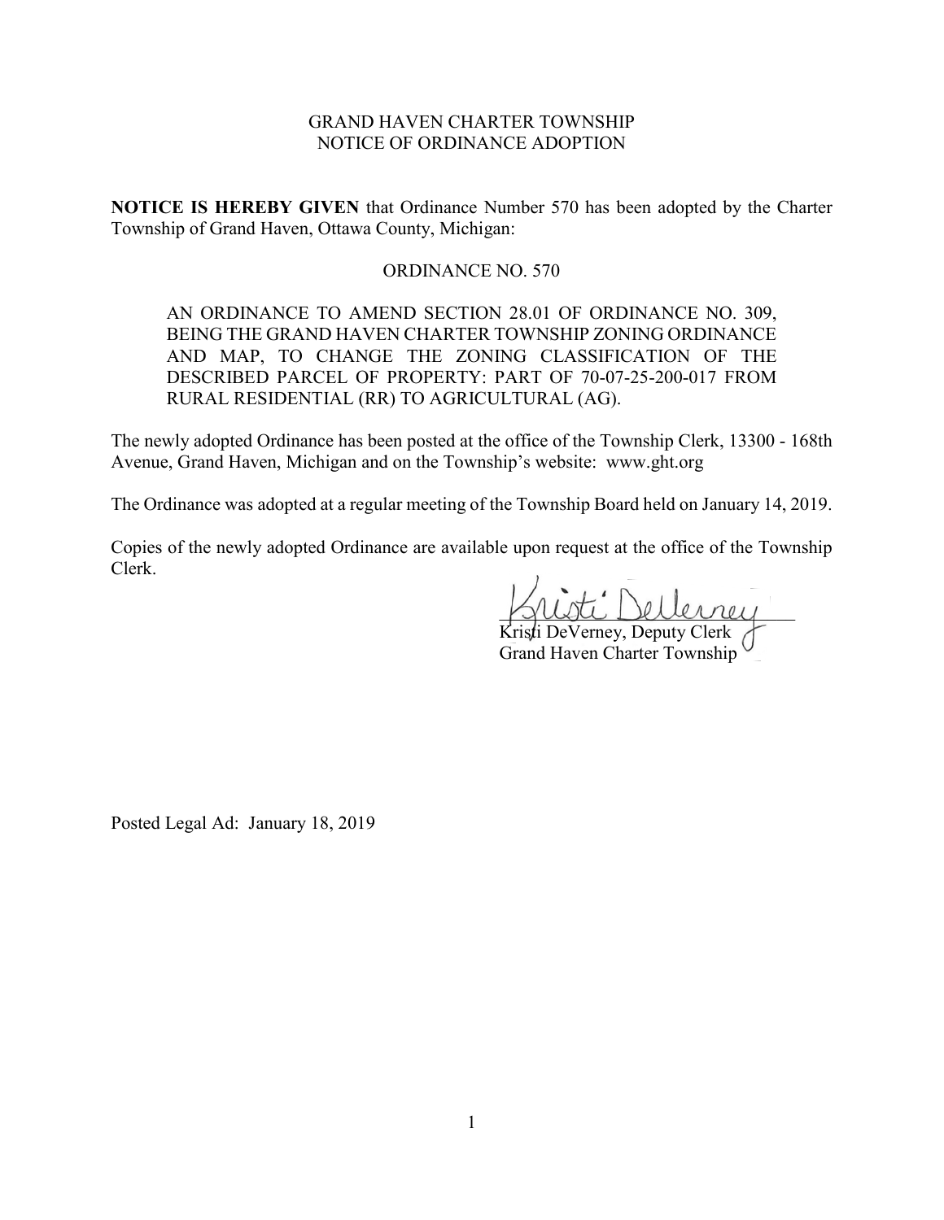GRAND HAVEN CHARTER TOWNSHIP
NOTICE OF ORDINANCE ADOPTION

**NOTICE IS HEREBY GIVEN** that Ordinance Number 570 has been adopted by the Charter Township of Grand Haven, Ottawa County, Michigan:

ORDINANCE NO. 570

AN ORDINANCE TO AMEND SECTION 28.01 OF ORDINANCE NO. 309, BEING THE GRAND HAVEN CHARTER TOWNSHIP ZONING ORDINANCE AND MAP, TO CHANGE THE ZONING CLASSIFICATION OF THE DESCRIBED PARCEL OF PROPERTY: PART OF 70-07-25-200-017 FROM RURAL RESIDENTIAL (RR) TO AGRICULTURAL (AG).

The newly adopted Ordinance has been posted at the office of the Township Clerk, 13300 - 168th Avenue, Grand Haven, Michigan and on the Township's website: www.ght.org

The Ordinance was adopted at a regular meeting of the Township Board held on January 14, 2019.

Copies of the newly adopted Ordinance are available upon request at the office of the Township Clerk.

Kristi DeVerney, Deputy Clerk
Grand Haven Charter Township

Posted Legal Ad: January 18, 2019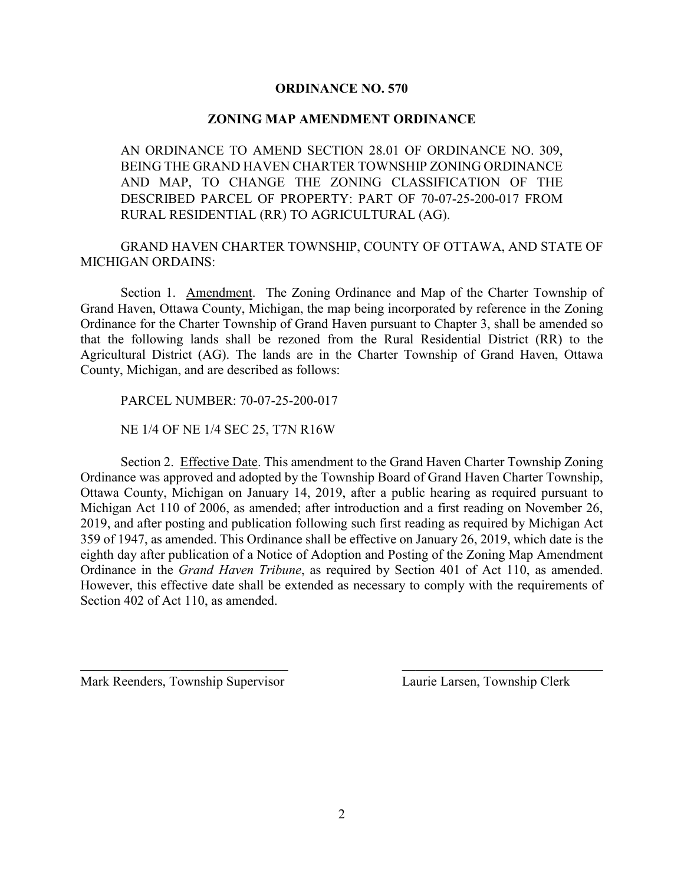**ORDINANCE NO. 570**

**ZONING MAP AMENDMENT ORDINANCE**

AN ORDINANCE TO AMEND SECTION 28.01 OF ORDINANCE NO. 309, BEING THE GRAND HAVEN CHARTER TOWNSHIP ZONING ORDINANCE AND MAP, TO CHANGE THE ZONING CLASSIFICATION OF THE DESCRIBED PARCEL OF PROPERTY: PART OF 70-07-25-200-017 FROM RURAL RESIDENTIAL (RR) TO AGRICULTURAL (AG).

GRAND HAVEN CHARTER TOWNSHIP, COUNTY OF OTTAWA, AND STATE OF MICHIGAN ORDAINS:

Section 1. Amendment. The Zoning Ordinance and Map of the Charter Township of Grand Haven, Ottawa County, Michigan, the map being incorporated by reference in the Zoning Ordinance for the Charter Township of Grand Haven pursuant to Chapter 3, shall be amended so that the following lands shall be rezoned from the Rural Residential District (RR) to the Agricultural District (AG). The lands are in the Charter Township of Grand Haven, Ottawa County, Michigan, and are described as follows:

PARCEL NUMBER: 70-07-25-200-017

NE 1/4 OF NE 1/4 SEC 25, T7N R16W

Section 2. Effective Date. This amendment to the Grand Haven Charter Township Zoning Ordinance was approved and adopted by the Township Board of Grand Haven Charter Township, Ottawa County, Michigan on January 14, 2019, after a public hearing as required pursuant to Michigan Act 110 of 2006, as amended; after introduction and a first reading on November 26, 2019, and after posting and publication following such first reading as required by Michigan Act 359 of 1947, as amended. This Ordinance shall be effective on January 26, 2019, which date is the eighth day after publication of a Notice of Adoption and Posting of the Zoning Map Amendment Ordinance in the *Grand Haven Tribune*, as required by Section 401 of Act 110, as amended. However, this effective date shall be extended as necessary to comply with the requirements of Section 402 of Act 110, as amended.

\_\_\_\_\_\_\_\_\_\_\_\_\_\_\_\_\_\_\_\_\_\_\_\_\_\_\_\_\_\_\_\_
Mark Reenders, Township Supervisor

\_\_\_\_\_\_\_\_\_\_\_\_\_\_\_\_\_\_\_\_\_\_\_\_\_\_\_\_\_\_\_\_
Laurie Larsen, Township Clerk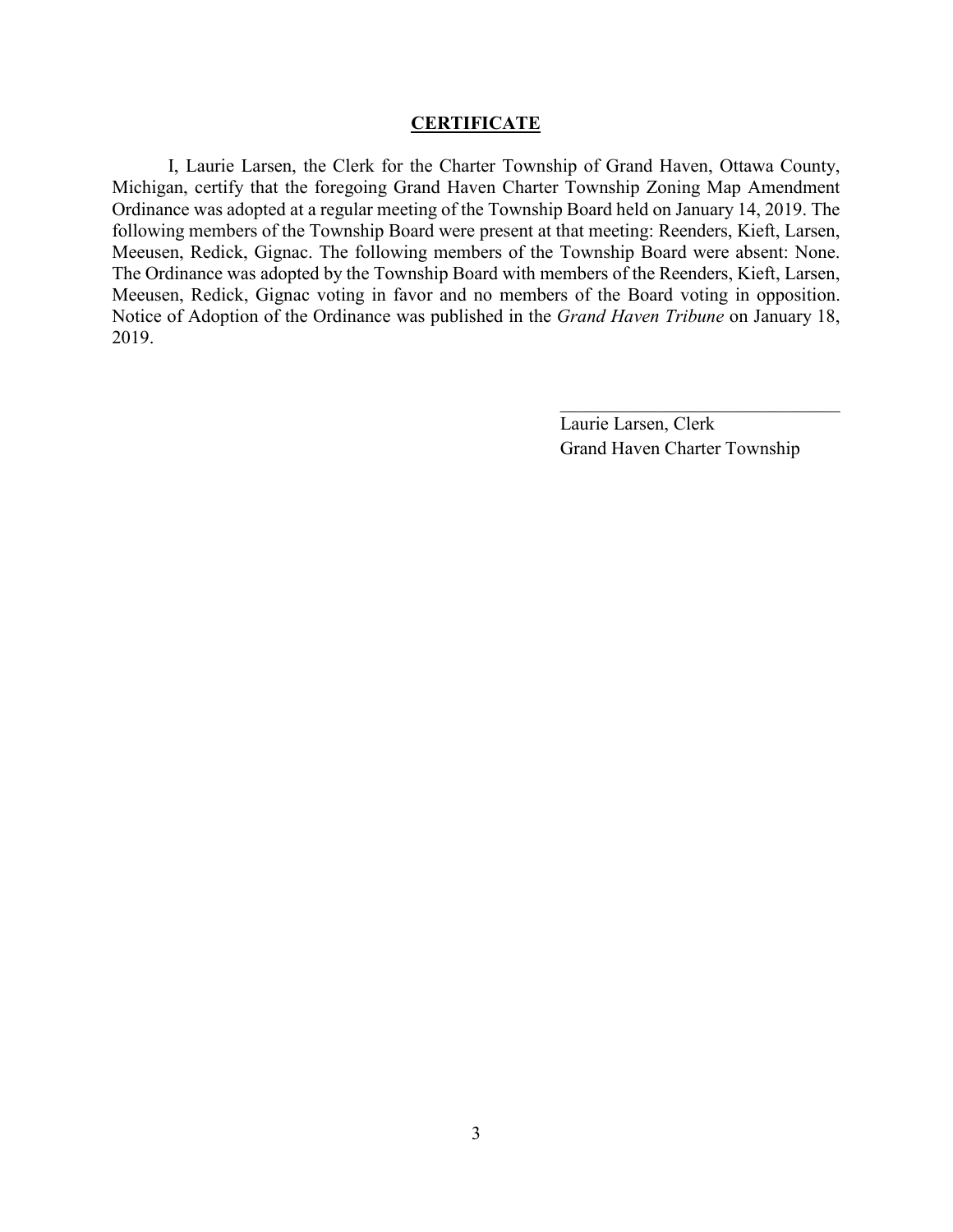## CERTIFICATE

I, Laurie Larsen, the Clerk for the Charter Township of Grand Haven, Ottawa County, Michigan, certify that the foregoing Grand Haven Charter Township Zoning Map Amendment Ordinance was adopted at a regular meeting of the Township Board held on January 14, 2019. The following members of the Township Board were present at that meeting: Reenders, Kieft, Larsen, Meeusen, Redick, Gignac. The following members of the Township Board were absent: None. The Ordinance was adopted by the Township Board with members of the Reenders, Kieft, Larsen, Meeusen, Redick, Gignac voting in favor and no members of the Board voting in opposition. Notice of Adoption of the Ordinance was published in the *Grand Haven Tribune* on January 18, 2019.

\_\_\_\_\_\_\_\_\_\_\_\_\_\_\_\_\_\_\_\_\_\_\_\_\_\_\_\_\_\_\_\_

Laurie Larsen, Clerk
Grand Haven Charter Township